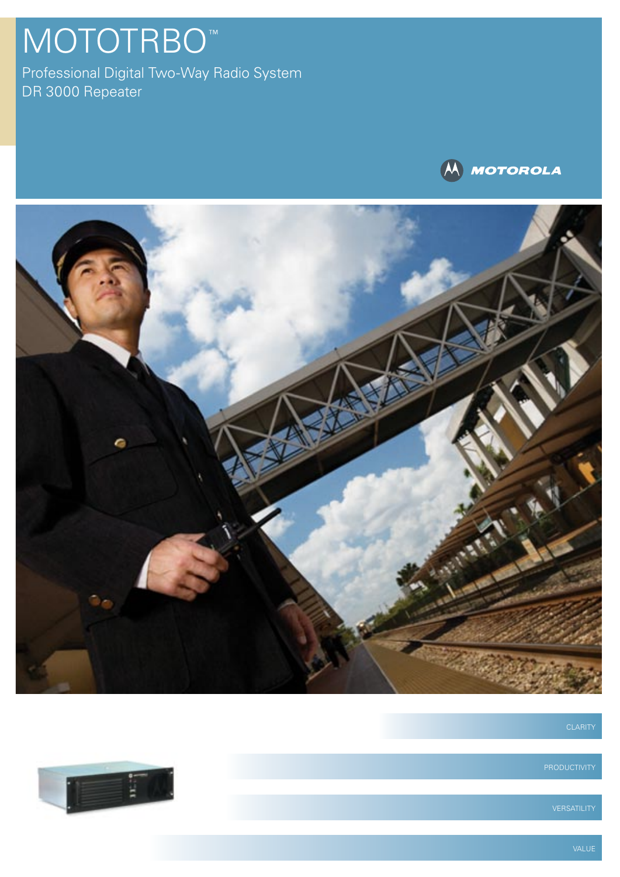# MOTOTRBO™

Professional Digital Two-Way Radio System
DR 3000 Repeater

MOTOROLA

CLARITY

PRODUCTIVITY

VERSATILITY

VALUE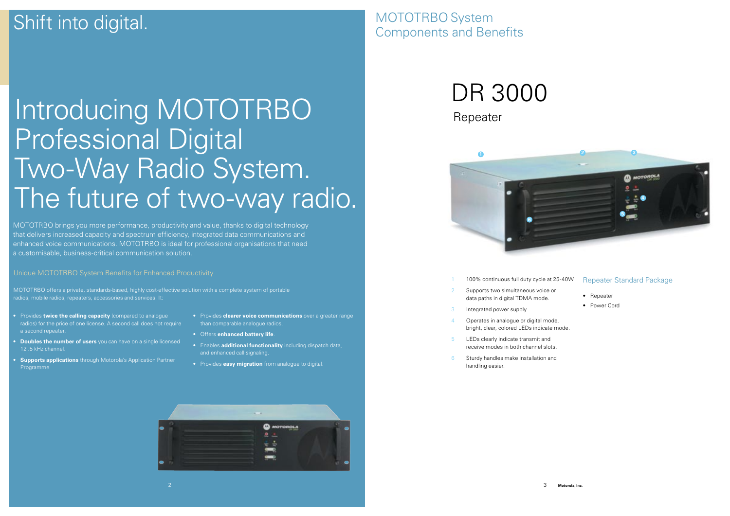# Shift into digital.

# Introducing MOTOTRBO Professional Digital Two-Way Radio System. The future of two-way radio.

MOTOTRBO brings you more performance, productivity and value, thanks to digital technology that delivers increased capacity and spectrum efficiency, integrated data communications and enhanced voice communications. MOTOTRBO is ideal for professional organisations that need a customisable, business-critical communication solution.

### Unique MOTOTRBO System Benefits for Enhanced Productivity

MOTOTRBO offers a private, standards-based, highly cost-effective solution with a complete system of portable radios, mobile radios, repeaters, accessories and services. It:

- Provides **twice the calling capacity** (compared to analogue radios) for the price of one license. A second call does not require a second repeater.
- **Doubles the number of users** you can have on a single licensed 12 .5 kHz channel.
- **Supports applications** through Motorola's Application Partner Programme
- Provides **clearer voice communications** over a greater range than comparable analogue radios.
- Offers **enhanced battery life**.
- Enables **additional functionality** including dispatch data, and enhanced call signaling.
- Provides **easy migration** from analogue to digital.

## MOTOTRBO System Components and Benefits

# DR 3000

## Repeater

1. 100% continuous full duty cycle at 25-40W
2. Supports two simultaneous voice or data paths in digital TDMA mode.
3. Integrated power supply.
4. Operates in analogue or digital mode, bright, clear, colored LEDs indicate mode.
5. LEDs clearly indicate transmit and receive modes in both channel slots.
6. Sturdy handles make installation and handling easier.

### Repeater Standard Package

- Repeater
- Power Cord

Motorola, Inc.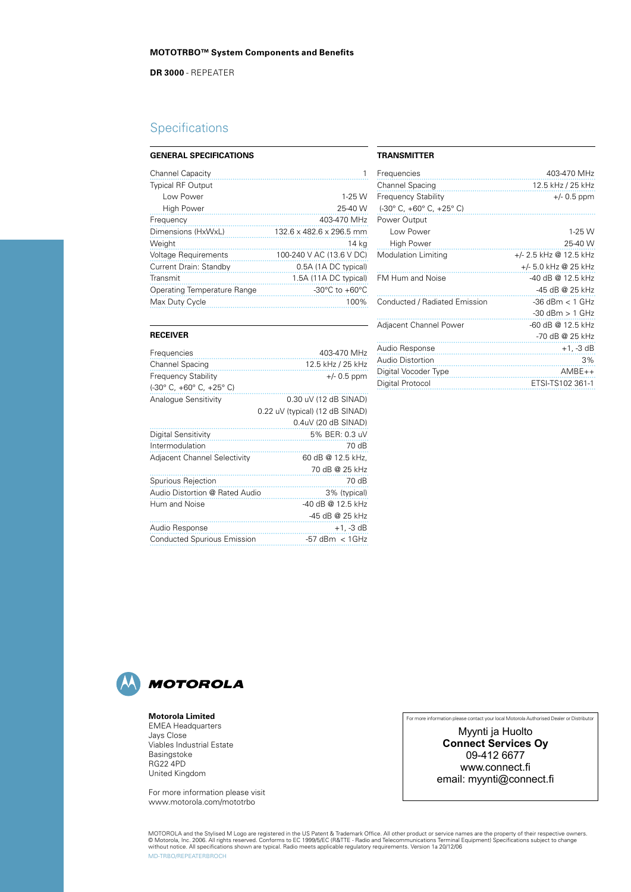**MOTOTRBO™ System Components and Benefits**

**DR 3000** - REPEATER

## Specifications

### GENERAL SPECIFICATIONS

| | |
|---|---|
| Channel Capacity | 1 |
| Typical RF Output | |
| Low Power | 1-25 W |
| High Power | 25-40 W |
| Frequency | 403-470 MHz |
| Dimensions (HxWxL) | 132.6 x 482.6 x 296.5 mm |
| Weight | 14 kg |
| Voltage Requirements | 100-240 V AC (13.6 V DC) |
| Current Drain: Standby | 0.5A (1A DC typical) |
| Transmit | 1.5A (11A DC typical) |
| Operating Temperature Range | -30°C to +60°C |
| Max Duty Cycle | 100% |

### RECEIVER

| | |
|---|---|
| Frequencies | 403-470 MHz |
| Channel Spacing | 12.5 kHz / 25 kHz |
| Frequency Stability (-30° C, +60° C, +25° C) | +/- 0.5 ppm |
| Analogue Sensitivity | 0.30 uV (12 dB SINAD)<br>0.22 uV (typical) (12 dB SINAD)<br>0.4uV (20 dB SINAD) |
| Digital Sensitivity | 5% BER: 0.3 uV |
| Intermodulation | 70 dB |
| Adjacent Channel Selectivity | 60 dB @ 12.5 kHz,<br>70 dB @ 25 kHz |
| Spurious Rejection | 70 dB |
| Audio Distortion @ Rated Audio | 3% (typical) |
| Hum and Noise | -40 dB @ 12.5 kHz<br>-45 dB @ 25 kHz |
| Audio Response | +1, -3 dB |
| Conducted Spurious Emission | -57 dBm < 1GHz |

### TRANSMITTER

| | |
|---|---|
| Frequencies | 403-470 MHz |
| Channel Spacing | 12.5 kHz / 25 kHz |
| Frequency Stability (-30° C, +60° C, +25° C) | +/- 0.5 ppm |
| Power Output | |
| Low Power | 1-25 W |
| High Power | 25-40 W |
| Modulation Limiting | +/- 2.5 kHz @ 12.5 kHz<br>+/- 5.0 kHz @ 25 kHz |
| FM Hum and Noise | -40 dB @ 12.5 kHz<br>-45 dB @ 25 kHz |
| Conducted / Radiated Emission | -36 dBm < 1 GHz<br>-30 dBm > 1 GHz |
| Adjacent Channel Power | -60 dB @ 12.5 kHz<br>-70 dB @ 25 kHz |
| Audio Response | +1, -3 dB |
| Audio Distortion | 3% |
| Digital Vocoder Type | AMBE++ |
| Digital Protocol | ETSI-TS102 361-1 |

MOTOROLA

**Motorola Limited**
EMEA Headquarters
Jays Close
Viables Industrial Estate
Basingstoke
RG22 4PD
United Kingdom

For more information please visit
www.motorola.com/mototrbo

For more information please contact your local Motorola Authorised Dealer or Distributor

Myynti ja Huolto
**Connect Services Oy**
09-412 6677
www.connect.fi
email: myynti@connect.fi

MOTOROLA and the Stylised M Logo are registered in the US Patent & Trademark Office. All other product or service names are the property of their respective owners. © Motorola, Inc. 2006. All rights reserved. Conforms to EC 1999/5/EC (R&TTE - Radio and Telecommunications Terminal Equipment) Specifications subject to change without notice. All specifications shown are typical. Radio meets applicable regulatory requirements. Version 1a 20/12/06

MD-TRBO/REPEATERBROCH